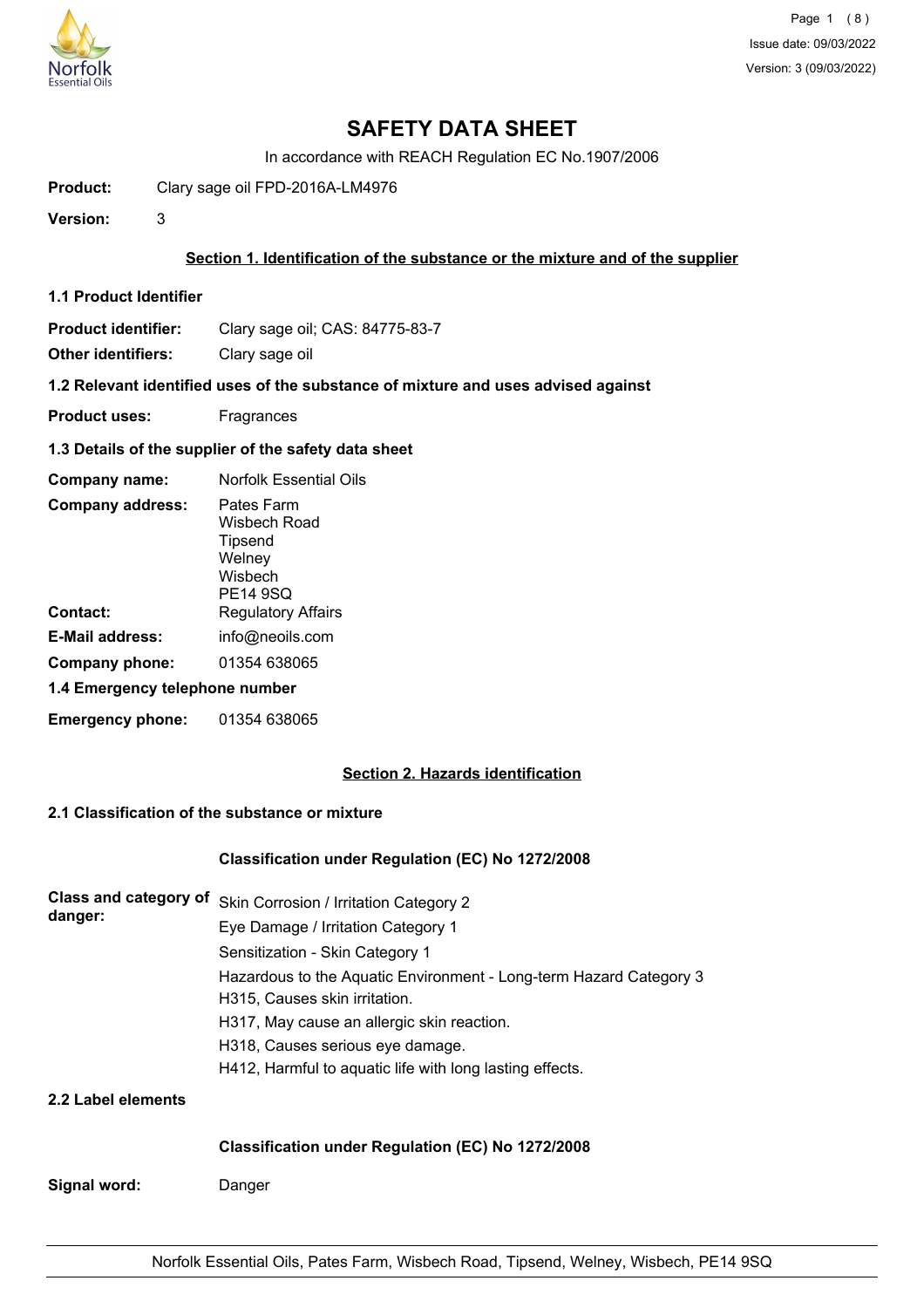# SAFETY DATA SHEET

In accordance with REACH Regulation EC No.1907/2006

**Product:** Clary sage oil FPD-2016A-LM4976

**Version:** 3

## Section 1. Identification of the substance or the mixture and of the supplier

### 1.1 Product Identifier

**Product identifier:** Clary sage oil; CAS: 84775-83-7

**Other identifiers:** Clary sage oil

### 1.2 Relevant identified uses of the substance of mixture and uses advised against

**Product uses:** Fragrances

### 1.3 Details of the supplier of the safety data sheet

**Company name:** Norfolk Essential Oils

**Company address:** Pates Farm
Wisbech Road
Tipsend
Welney
Wisbech
PE14 9SQ

**Contact:** Regulatory Affairs

**E-Mail address:** info@neoils.com

**Company phone:** 01354 638065

### 1.4 Emergency telephone number

**Emergency phone:** 01354 638065

## Section 2. Hazards identification

### 2.1 Classification of the substance or mixture

**Classification under Regulation (EC) No 1272/2008**

**Class and category of danger:**

Skin Corrosion / Irritation Category 2

Eye Damage / Irritation Category 1

Sensitization - Skin Category 1

Hazardous to the Aquatic Environment - Long-term Hazard Category 3

H315, Causes skin irritation.

H317, May cause an allergic skin reaction.

H318, Causes serious eye damage.

H412, Harmful to aquatic life with long lasting effects.

### 2.2 Label elements

**Classification under Regulation (EC) No 1272/2008**

**Signal word:** Danger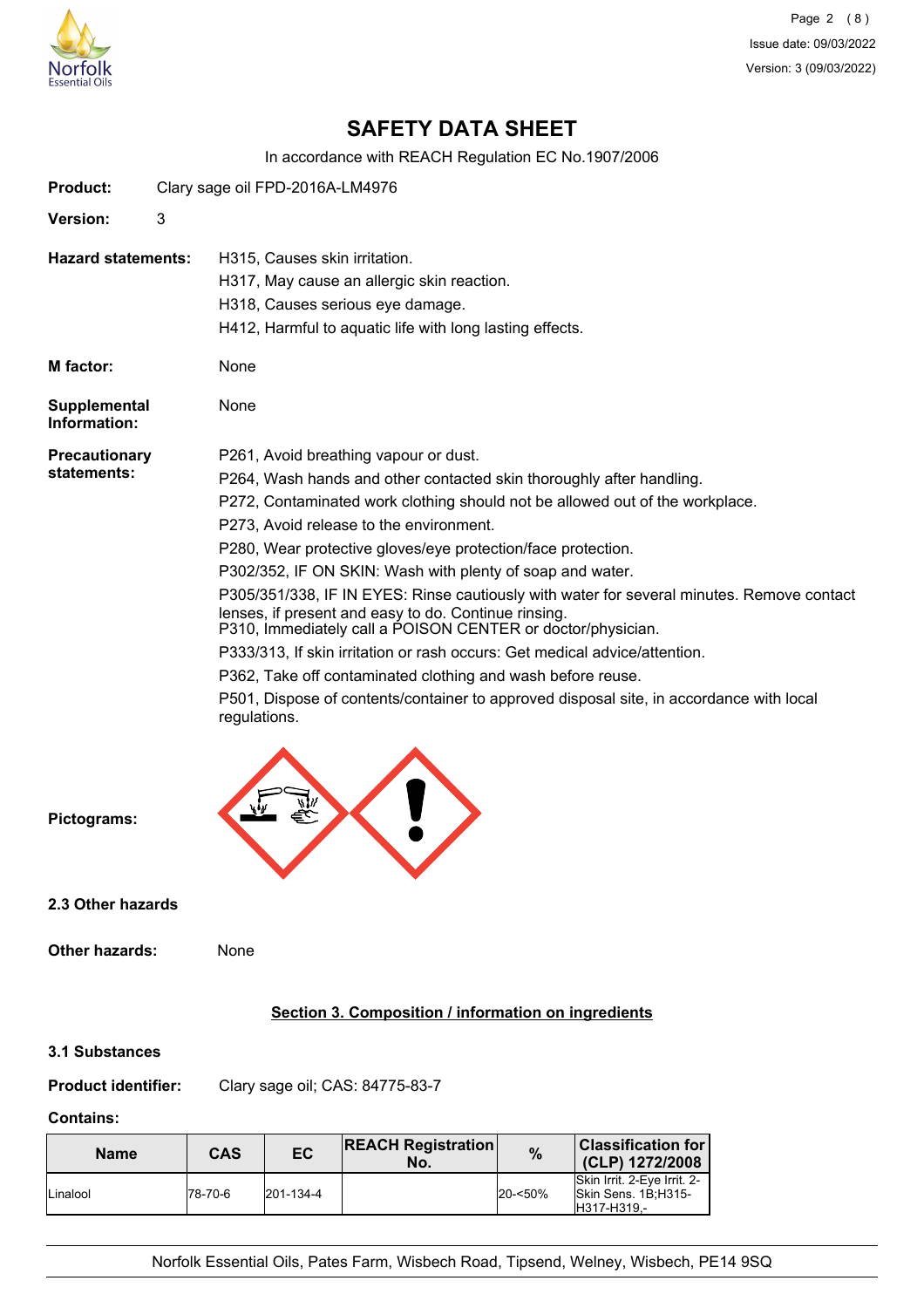# SAFETY DATA SHEET

In accordance with REACH Regulation EC No.1907/2006

**Product:** Clary sage oil FPD-2016A-LM4976

**Version:** 3

**Hazard statements:**
H315, Causes skin irritation.
H317, May cause an allergic skin reaction.
H318, Causes serious eye damage.
H412, Harmful to aquatic life with long lasting effects.

**M factor:** None

**Supplemental Information:** None

**Precautionary statements:**
P261, Avoid breathing vapour or dust.
P264, Wash hands and other contacted skin thoroughly after handling.
P272, Contaminated work clothing should not be allowed out of the workplace.
P273, Avoid release to the environment.
P280, Wear protective gloves/eye protection/face protection.
P302/352, IF ON SKIN: Wash with plenty of soap and water.
P305/351/338, IF IN EYES: Rinse cautiously with water for several minutes. Remove contact lenses, if present and easy to do. Continue rinsing.
P310, Immediately call a POISON CENTER or doctor/physician.
P333/313, If skin irritation or rash occurs: Get medical advice/attention.
P362, Take off contaminated clothing and wash before reuse.
P501, Dispose of contents/container to approved disposal site, in accordance with local regulations.

**Pictograms:**

### 2.3 Other hazards

**Other hazards:** None

## Section 3. Composition / information on ingredients

### 3.1 Substances

**Product identifier:** Clary sage oil; CAS: 84775-83-7

**Contains:**

| Name | CAS | EC | REACH Registration No. | % | Classification for (CLP) 1272/2008 |
|---|---|---|---|---|---|
| Linalool | 78-70-6 | 201-134-4 | | 20-<50% | Skin Irrit. 2-Eye Irrit. 2-Skin Sens. 1B;H315-H317-H319,- |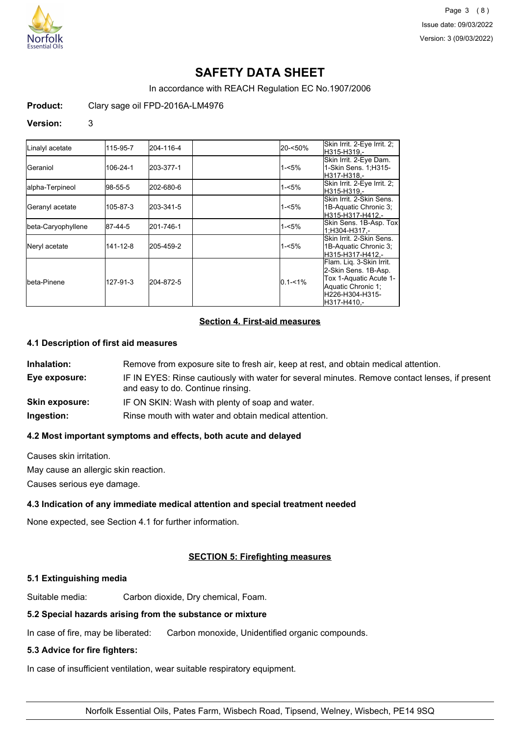# SAFETY DATA SHEET

In accordance with REACH Regulation EC No.1907/2006

**Product:** Clary sage oil FPD-2016A-LM4976

**Version:** 3

| | | | | | |
|---|---|---|---|---|---|
| Linalyl acetate | 115-95-7 | 204-116-4 | | 20-<50% | Skin Irrit. 2-Eye Irrit. 2;H315-H319,- |
| Geraniol | 106-24-1 | 203-377-1 | | 1-<5% | Skin Irrit. 2-Eye Dam. 1-Skin Sens. 1;H315-H317-H318,- |
| alpha-Terpineol | 98-55-5 | 202-680-6 | | 1-<5% | Skin Irrit. 2-Eye Irrit. 2;H315-H319,- |
| Geranyl acetate | 105-87-3 | 203-341-5 | | 1-<5% | Skin Irrit. 2-Skin Sens. 1B-Aquatic Chronic 3;H315-H317-H412,- |
| beta-Caryophyllene | 87-44-5 | 201-746-1 | | 1-<5% | Skin Sens. 1B-Asp. Tox 1;H304-H317,- |
| Neryl acetate | 141-12-8 | 205-459-2 | | 1-<5% | Skin Irrit. 2-Skin Sens. 1B-Aquatic Chronic 3;H315-H317-H412,- |
| beta-Pinene | 127-91-3 | 204-872-5 | | 0.1-<1% | Flam. Liq. 3-Skin Irrit. 2-Skin Sens. 1B-Asp. Tox 1-Aquatic Acute 1-Aquatic Chronic 1;H226-H304-H315-H317-H410,- |

## Section 4. First-aid measures

### 4.1 Description of first aid measures

**Inhalation:** Remove from exposure site to fresh air, keep at rest, and obtain medical attention.

**Eye exposure:** IF IN EYES: Rinse cautiously with water for several minutes. Remove contact lenses, if present and easy to do. Continue rinsing.

**Skin exposure:** IF ON SKIN: Wash with plenty of soap and water.

**Ingestion:** Rinse mouth with water and obtain medical attention.

### 4.2 Most important symptoms and effects, both acute and delayed

Causes skin irritation.

May cause an allergic skin reaction.

Causes serious eye damage.

### 4.3 Indication of any immediate medical attention and special treatment needed

None expected, see Section 4.1 for further information.

## SECTION 5: Firefighting measures

### 5.1 Extinguishing media

Suitable media: Carbon dioxide, Dry chemical, Foam.

### 5.2 Special hazards arising from the substance or mixture

In case of fire, may be liberated: Carbon monoxide, Unidentified organic compounds.

### 5.3 Advice for fire fighters:

In case of insufficient ventilation, wear suitable respiratory equipment.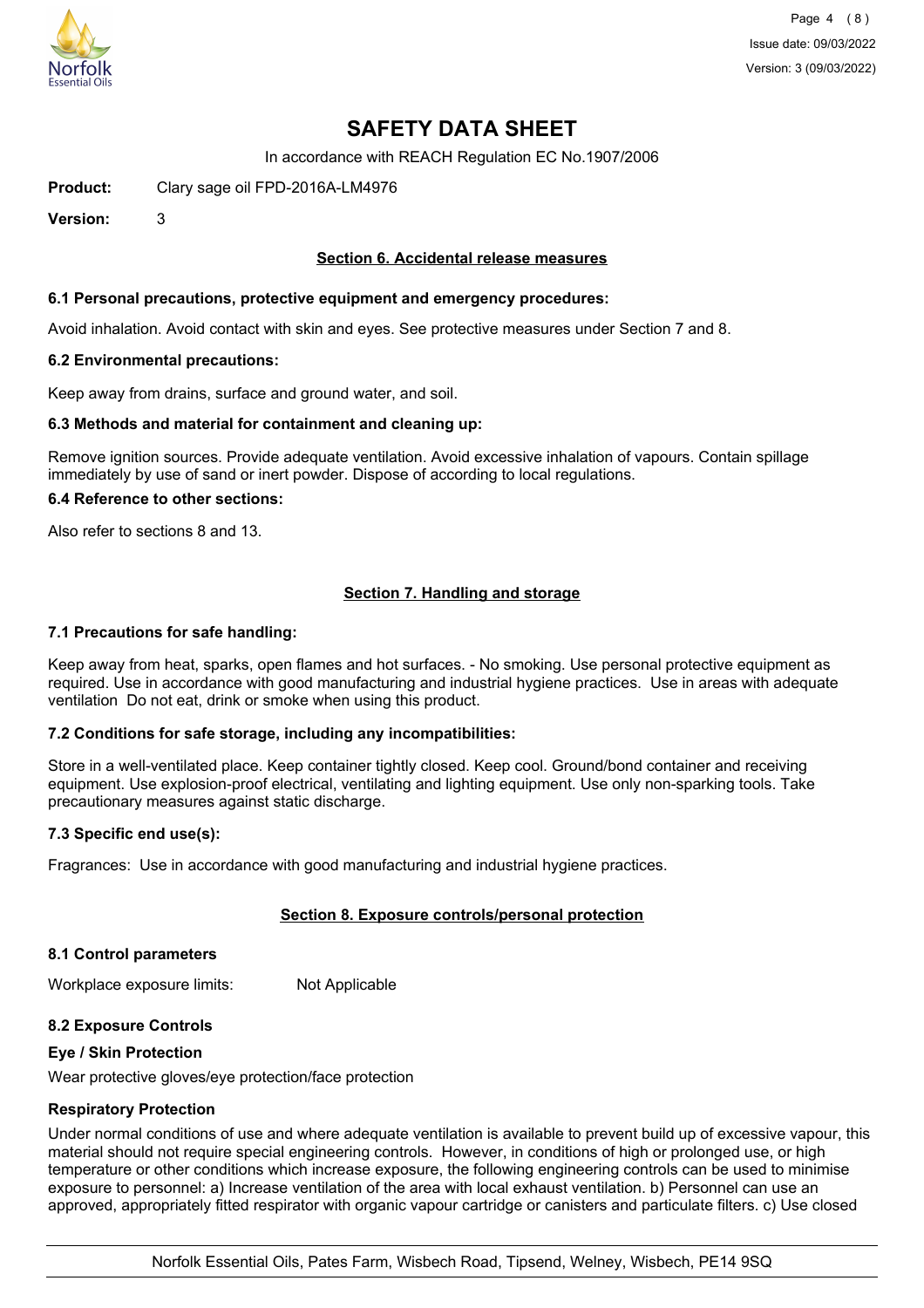# SAFETY DATA SHEET

In accordance with REACH Regulation EC No.1907/2006

**Product:** Clary sage oil FPD-2016A-LM4976

**Version:** 3

## Section 6. Accidental release measures

### 6.1 Personal precautions, protective equipment and emergency procedures:

Avoid inhalation. Avoid contact with skin and eyes. See protective measures under Section 7 and 8.

### 6.2 Environmental precautions:

Keep away from drains, surface and ground water, and soil.

### 6.3 Methods and material for containment and cleaning up:

Remove ignition sources. Provide adequate ventilation. Avoid excessive inhalation of vapours. Contain spillage immediately by use of sand or inert powder. Dispose of according to local regulations.

### 6.4 Reference to other sections:

Also refer to sections 8 and 13.

## Section 7. Handling and storage

### 7.1 Precautions for safe handling:

Keep away from heat, sparks, open flames and hot surfaces. - No smoking. Use personal protective equipment as required. Use in accordance with good manufacturing and industrial hygiene practices. Use in areas with adequate ventilation Do not eat, drink or smoke when using this product.

### 7.2 Conditions for safe storage, including any incompatibilities:

Store in a well-ventilated place. Keep container tightly closed. Keep cool. Ground/bond container and receiving equipment. Use explosion-proof electrical, ventilating and lighting equipment. Use only non-sparking tools. Take precautionary measures against static discharge.

### 7.3 Specific end use(s):

Fragrances: Use in accordance with good manufacturing and industrial hygiene practices.

## Section 8. Exposure controls/personal protection

### 8.1 Control parameters

Workplace exposure limits: Not Applicable

### 8.2 Exposure Controls

**Eye / Skin Protection**

Wear protective gloves/eye protection/face protection

**Respiratory Protection**

Under normal conditions of use and where adequate ventilation is available to prevent build up of excessive vapour, this material should not require special engineering controls. However, in conditions of high or prolonged use, or high temperature or other conditions which increase exposure, the following engineering controls can be used to minimise exposure to personnel: a) Increase ventilation of the area with local exhaust ventilation. b) Personnel can use an approved, appropriately fitted respirator with organic vapour cartridge or canisters and particulate filters. c) Use closed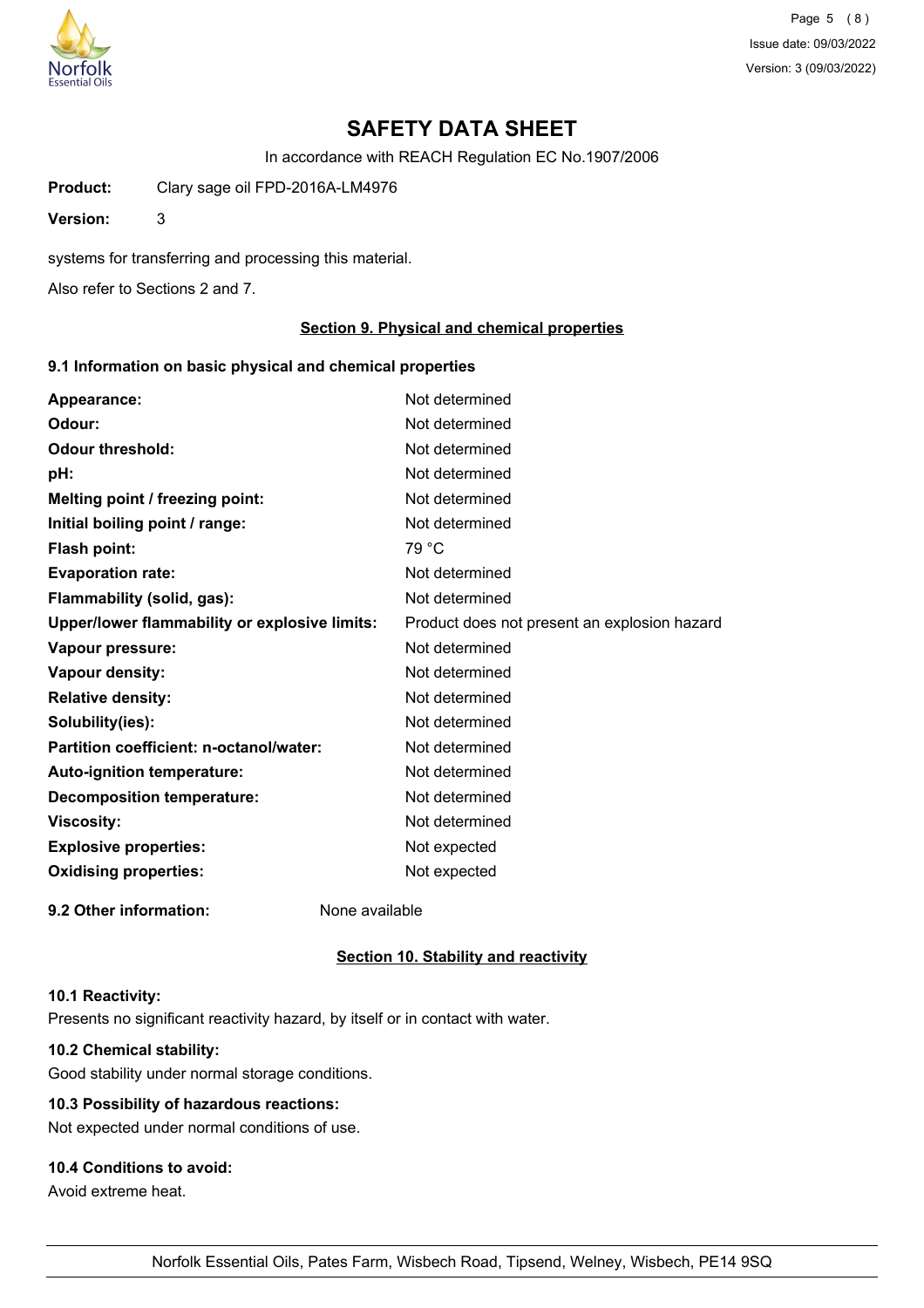# SAFETY DATA SHEET

In accordance with REACH Regulation EC No.1907/2006

**Product:** Clary sage oil FPD-2016A-LM4976

**Version:** 3

systems for transferring and processing this material.

Also refer to Sections 2 and 7.

## Section 9. Physical and chemical properties

### 9.1 Information on basic physical and chemical properties

| | |
|---|---|
| **Appearance:** | Not determined |
| **Odour:** | Not determined |
| **Odour threshold:** | Not determined |
| **pH:** | Not determined |
| **Melting point / freezing point:** | Not determined |
| **Initial boiling point / range:** | Not determined |
| **Flash point:** | 79 °C |
| **Evaporation rate:** | Not determined |
| **Flammability (solid, gas):** | Not determined |
| **Upper/lower flammability or explosive limits:** | Product does not present an explosion hazard |
| **Vapour pressure:** | Not determined |
| **Vapour density:** | Not determined |
| **Relative density:** | Not determined |
| **Solubility(ies):** | Not determined |
| **Partition coefficient: n-octanol/water:** | Not determined |
| **Auto-ignition temperature:** | Not determined |
| **Decomposition temperature:** | Not determined |
| **Viscosity:** | Not determined |
| **Explosive properties:** | Not expected |
| **Oxidising properties:** | Not expected |

**9.2 Other information:** None available

## Section 10. Stability and reactivity

**10.1 Reactivity:**
Presents no significant reactivity hazard, by itself or in contact with water.

**10.2 Chemical stability:**
Good stability under normal storage conditions.

**10.3 Possibility of hazardous reactions:**
Not expected under normal conditions of use.

**10.4 Conditions to avoid:**
Avoid extreme heat.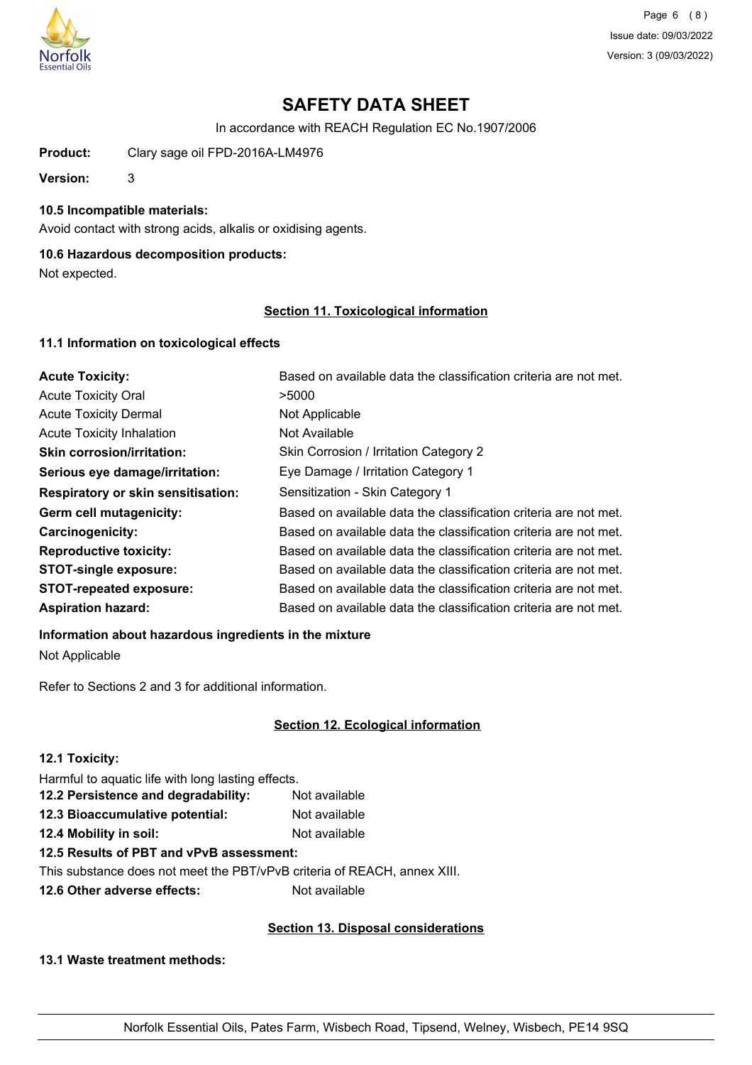# SAFETY DATA SHEET

In accordance with REACH Regulation EC No.1907/2006

**Product:** Clary sage oil FPD-2016A-LM4976

**Version:** 3

### 10.5 Incompatible materials:

Avoid contact with strong acids, alkalis or oxidising agents.

### 10.6 Hazardous decomposition products:

Not expected.

## Section 11. Toxicological information

### 11.1 Information on toxicological effects

| | |
|---|---|
| **Acute Toxicity:** | Based on available data the classification criteria are not met. |
| Acute Toxicity Oral | >5000 |
| Acute Toxicity Dermal | Not Applicable |
| Acute Toxicity Inhalation | Not Available |
| **Skin corrosion/irritation:** | Skin Corrosion / Irritation Category 2 |
| **Serious eye damage/irritation:** | Eye Damage / Irritation Category 1 |
| **Respiratory or skin sensitisation:** | Sensitization - Skin Category 1 |
| **Germ cell mutagenicity:** | Based on available data the classification criteria are not met. |
| **Carcinogenicity:** | Based on available data the classification criteria are not met. |
| **Reproductive toxicity:** | Based on available data the classification criteria are not met. |
| **STOT-single exposure:** | Based on available data the classification criteria are not met. |
| **STOT-repeated exposure:** | Based on available data the classification criteria are not met. |
| **Aspiration hazard:** | Based on available data the classification criteria are not met. |

### Information about hazardous ingredients in the mixture

Not Applicable

Refer to Sections 2 and 3 for additional information.

## Section 12. Ecological information

### 12.1 Toxicity:

Harmful to aquatic life with long lasting effects.

**12.2 Persistence and degradability:** Not available

**12.3 Bioaccumulative potential:** Not available

**12.4 Mobility in soil:** Not available

**12.5 Results of PBT and vPvB assessment:**

This substance does not meet the PBT/vPvB criteria of REACH, annex XIII.

**12.6 Other adverse effects:** Not available

## Section 13. Disposal considerations

### 13.1 Waste treatment methods:

Norfolk Essential Oils, Pates Farm, Wisbech Road, Tipsend, Welney, Wisbech, PE14 9SQ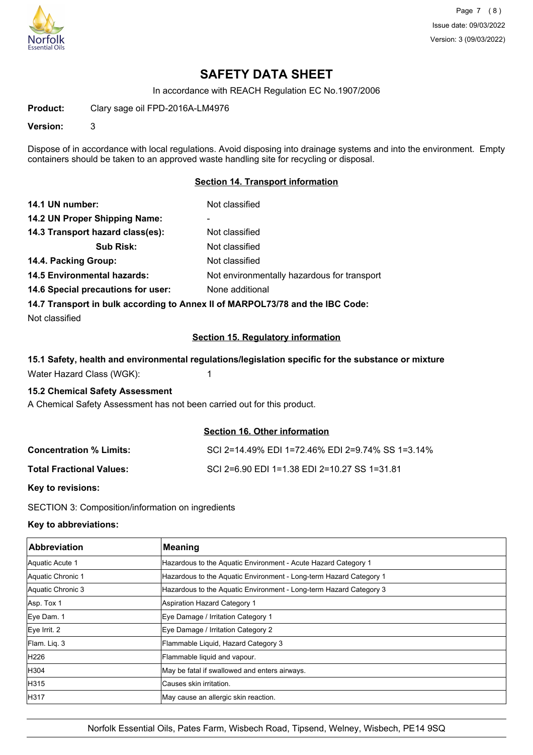# SAFETY DATA SHEET

In accordance with REACH Regulation EC No.1907/2006

**Product:** Clary sage oil FPD-2016A-LM4976

**Version:** 3

Dispose of in accordance with local regulations. Avoid disposing into drainage systems and into the environment. Empty containers should be taken to an approved waste handling site for recycling or disposal.

## Section 14. Transport information

**14.1 UN number:** Not classified

**14.2 UN Proper Shipping Name:** -

**14.3 Transport hazard class(es):** Not classified

**Sub Risk:** Not classified

**14.4. Packing Group:** Not classified

**14.5 Environmental hazards:** Not environmentally hazardous for transport

**14.6 Special precautions for user:** None additional

**14.7 Transport in bulk according to Annex II of MARPOL73/78 and the IBC Code:**

Not classified

## Section 15. Regulatory information

**15.1 Safety, health and environmental regulations/legislation specific for the substance or mixture**

Water Hazard Class (WGK): 1

**15.2 Chemical Safety Assessment**

A Chemical Safety Assessment has not been carried out for this product.

## Section 16. Other information

**Concentration % Limits:** SCI 2=14.49% EDI 1=72.46% EDI 2=9.74% SS 1=3.14%

**Total Fractional Values:** SCI 2=6.90 EDI 1=1.38 EDI 2=10.27 SS 1=31.81

**Key to revisions:**

SECTION 3: Composition/information on ingredients

**Key to abbreviations:**

| Abbreviation | Meaning |
|---|---|
| Aquatic Acute 1 | Hazardous to the Aquatic Environment - Acute Hazard Category 1 |
| Aquatic Chronic 1 | Hazardous to the Aquatic Environment - Long-term Hazard Category 1 |
| Aquatic Chronic 3 | Hazardous to the Aquatic Environment - Long-term Hazard Category 3 |
| Asp. Tox 1 | Aspiration Hazard Category 1 |
| Eye Dam. 1 | Eye Damage / Irritation Category 1 |
| Eye Irrit. 2 | Eye Damage / Irritation Category 2 |
| Flam. Liq. 3 | Flammable Liquid, Hazard Category 3 |
| H226 | Flammable liquid and vapour. |
| H304 | May be fatal if swallowed and enters airways. |
| H315 | Causes skin irritation. |
| H317 | May cause an allergic skin reaction. |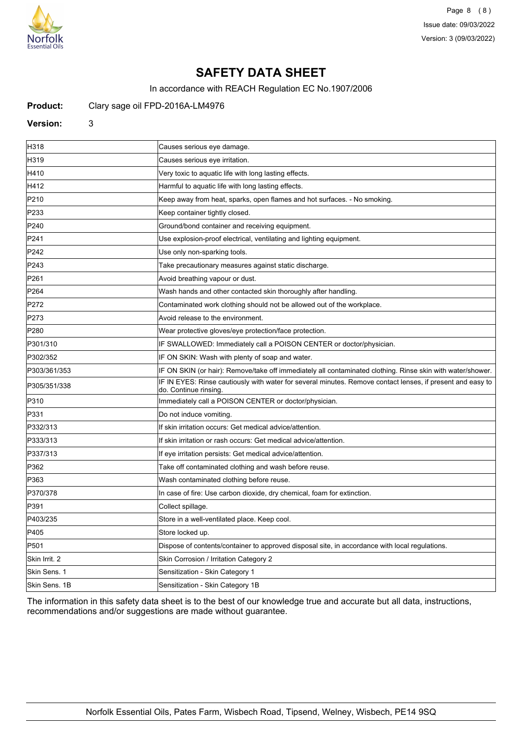# SAFETY DATA SHEET

In accordance with REACH Regulation EC No.1907/2006

**Product:** Clary sage oil FPD-2016A-LM4976

**Version:** 3

| | |
|---|---|
| H318 | Causes serious eye damage. |
| H319 | Causes serious eye irritation. |
| H410 | Very toxic to aquatic life with long lasting effects. |
| H412 | Harmful to aquatic life with long lasting effects. |
| P210 | Keep away from heat, sparks, open flames and hot surfaces. - No smoking. |
| P233 | Keep container tightly closed. |
| P240 | Ground/bond container and receiving equipment. |
| P241 | Use explosion-proof electrical, ventilating and lighting equipment. |
| P242 | Use only non-sparking tools. |
| P243 | Take precautionary measures against static discharge. |
| P261 | Avoid breathing vapour or dust. |
| P264 | Wash hands and other contacted skin thoroughly after handling. |
| P272 | Contaminated work clothing should not be allowed out of the workplace. |
| P273 | Avoid release to the environment. |
| P280 | Wear protective gloves/eye protection/face protection. |
| P301/310 | IF SWALLOWED: Immediately call a POISON CENTER or doctor/physician. |
| P302/352 | IF ON SKIN: Wash with plenty of soap and water. |
| P303/361/353 | IF ON SKIN (or hair): Remove/take off immediately all contaminated clothing. Rinse skin with water/shower. |
| P305/351/338 | IF IN EYES: Rinse cautiously with water for several minutes. Remove contact lenses, if present and easy to do. Continue rinsing. |
| P310 | Immediately call a POISON CENTER or doctor/physician. |
| P331 | Do not induce vomiting. |
| P332/313 | If skin irritation occurs: Get medical advice/attention. |
| P333/313 | If skin irritation or rash occurs: Get medical advice/attention. |
| P337/313 | If eye irritation persists: Get medical advice/attention. |
| P362 | Take off contaminated clothing and wash before reuse. |
| P363 | Wash contaminated clothing before reuse. |
| P370/378 | In case of fire: Use carbon dioxide, dry chemical, foam for extinction. |
| P391 | Collect spillage. |
| P403/235 | Store in a well-ventilated place. Keep cool. |
| P405 | Store locked up. |
| P501 | Dispose of contents/container to approved disposal site, in accordance with local regulations. |
| Skin Irrit. 2 | Skin Corrosion / Irritation Category 2 |
| Skin Sens. 1 | Sensitization - Skin Category 1 |
| Skin Sens. 1B | Sensitization - Skin Category 1B |

The information in this safety data sheet is to the best of our knowledge true and accurate but all data, instructions, recommendations and/or suggestions are made without guarantee.